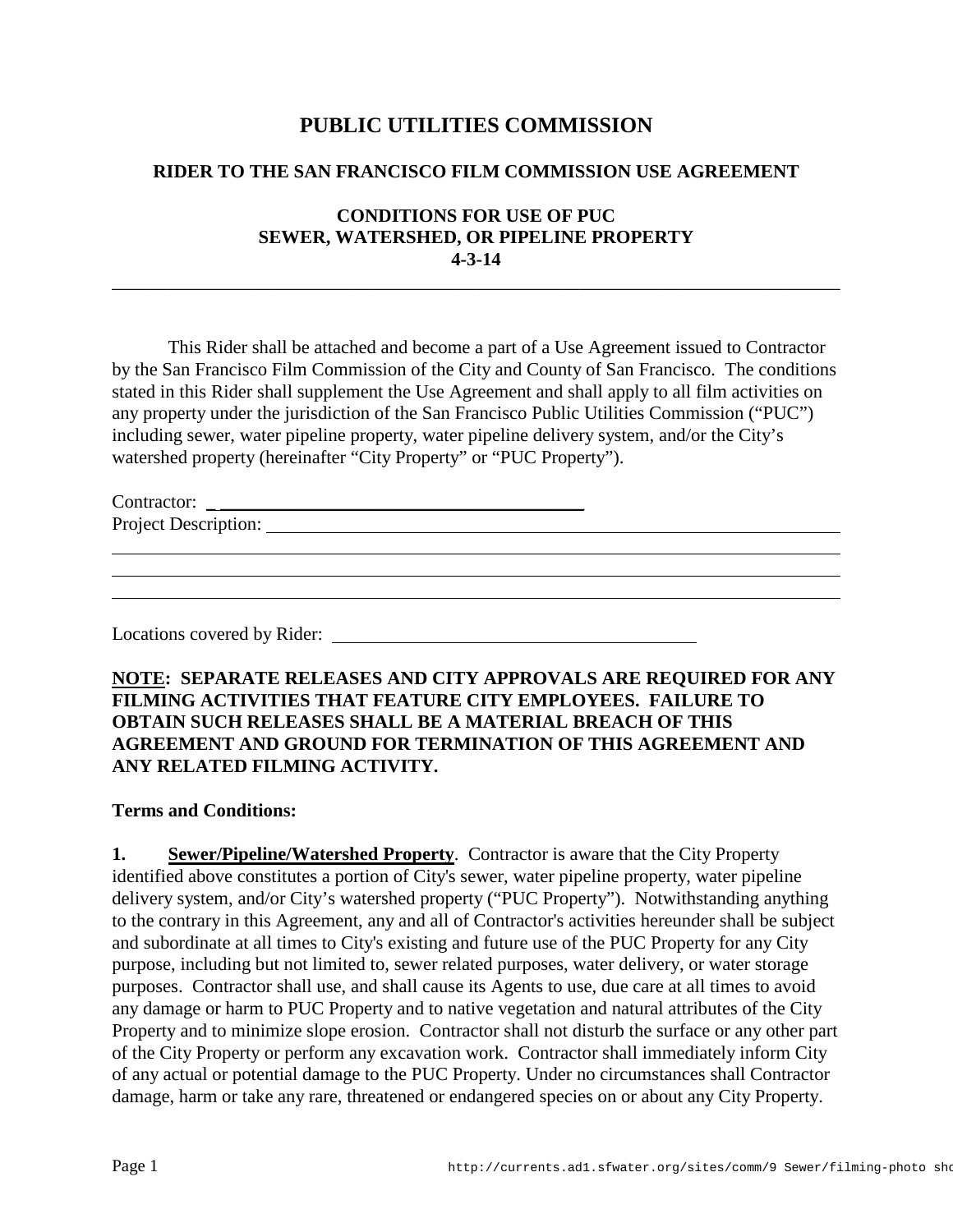# PUBLIC UTILITIES COMMISSION

## RIDER TO THE SAN FRANCISCO FILM COMMISSION USE AGREEMENT

### CONDITIONS FOR USE OF PUC SEWER, WATERSHED, OR PIPELINE PROPERTY 4-3-14

---

This Rider shall be attached and become a part of a Use Agreement issued to Contractor by the San Francisco Film Commission of the City and County of San Francisco. The conditions stated in this Rider shall supplement the Use Agreement and shall apply to all film activities on any property under the jurisdiction of the San Francisco Public Utilities Commission ("PUC") including sewer, water pipeline property, water pipeline delivery system, and/or the City's watershed property (hereinafter "City Property" or "PUC Property").

Contractor: ________________________________________

Project Description: ________________________________________

________________________________________

________________________________________

________________________________________

Locations covered by Rider: ________________________________________

**<u>NOTE</u>: SEPARATE RELEASES AND CITY APPROVALS ARE REQUIRED FOR ANY FILMING ACTIVITIES THAT FEATURE CITY EMPLOYEES. FAILURE TO OBTAIN SUCH RELEASES SHALL BE A MATERIAL BREACH OF THIS AGREEMENT AND GROUND FOR TERMINATION OF THIS AGREEMENT AND ANY RELATED FILMING ACTIVITY.**

**Terms and Conditions:**

**1. <u>Sewer/Pipeline/Watershed Property</u>**. Contractor is aware that the City Property identified above constitutes a portion of City's sewer, water pipeline property, water pipeline delivery system, and/or City's watershed property ("PUC Property"). Notwithstanding anything to the contrary in this Agreement, any and all of Contractor's activities hereunder shall be subject and subordinate at all times to City's existing and future use of the PUC Property for any City purpose, including but not limited to, sewer related purposes, water delivery, or water storage purposes. Contractor shall use, and shall cause its Agents to use, due care at all times to avoid any damage or harm to PUC Property and to native vegetation and natural attributes of the City Property and to minimize slope erosion. Contractor shall not disturb the surface or any other part of the City Property or perform any excavation work. Contractor shall immediately inform City of any actual or potential damage to the PUC Property. Under no circumstances shall Contractor damage, harm or take any rare, threatened or endangered species on or about any City Property.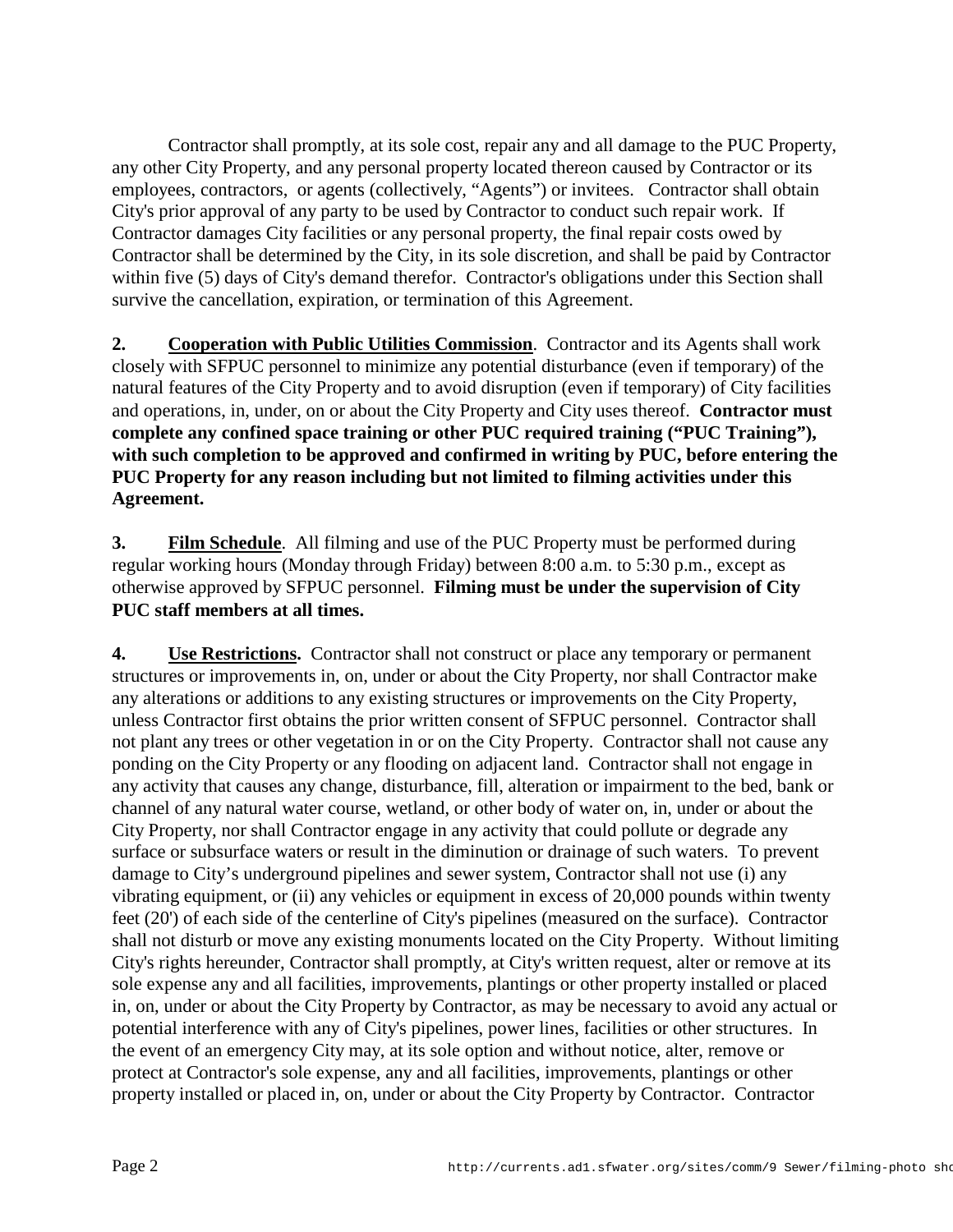Contractor shall promptly, at its sole cost, repair any and all damage to the PUC Property, any other City Property, and any personal property located thereon caused by Contractor or its employees, contractors, or agents (collectively, "Agents") or invitees. Contractor shall obtain City's prior approval of any party to be used by Contractor to conduct such repair work. If Contractor damages City facilities or any personal property, the final repair costs owed by Contractor shall be determined by the City, in its sole discretion, and shall be paid by Contractor within five (5) days of City's demand therefor. Contractor's obligations under this Section shall survive the cancellation, expiration, or termination of this Agreement.

**2. Cooperation with Public Utilities Commission**. Contractor and its Agents shall work closely with SFPUC personnel to minimize any potential disturbance (even if temporary) of the natural features of the City Property and to avoid disruption (even if temporary) of City facilities and operations, in, under, on or about the City Property and City uses thereof. **Contractor must complete any confined space training or other PUC required training ("PUC Training"), with such completion to be approved and confirmed in writing by PUC, before entering the PUC Property for any reason including but not limited to filming activities under this Agreement.**

**3. Film Schedule**. All filming and use of the PUC Property must be performed during regular working hours (Monday through Friday) between 8:00 a.m. to 5:30 p.m., except as otherwise approved by SFPUC personnel. **Filming must be under the supervision of City PUC staff members at all times.**

**4. Use Restrictions.** Contractor shall not construct or place any temporary or permanent structures or improvements in, on, under or about the City Property, nor shall Contractor make any alterations or additions to any existing structures or improvements on the City Property, unless Contractor first obtains the prior written consent of SFPUC personnel. Contractor shall not plant any trees or other vegetation in or on the City Property. Contractor shall not cause any ponding on the City Property or any flooding on adjacent land. Contractor shall not engage in any activity that causes any change, disturbance, fill, alteration or impairment to the bed, bank or channel of any natural water course, wetland, or other body of water on, in, under or about the City Property, nor shall Contractor engage in any activity that could pollute or degrade any surface or subsurface waters or result in the diminution or drainage of such waters. To prevent damage to City's underground pipelines and sewer system, Contractor shall not use (i) any vibrating equipment, or (ii) any vehicles or equipment in excess of 20,000 pounds within twenty feet (20') of each side of the centerline of City's pipelines (measured on the surface). Contractor shall not disturb or move any existing monuments located on the City Property. Without limiting City's rights hereunder, Contractor shall promptly, at City's written request, alter or remove at its sole expense any and all facilities, improvements, plantings or other property installed or placed in, on, under or about the City Property by Contractor, as may be necessary to avoid any actual or potential interference with any of City's pipelines, power lines, facilities or other structures. In the event of an emergency City may, at its sole option and without notice, alter, remove or protect at Contractor's sole expense, any and all facilities, improvements, plantings or other property installed or placed in, on, under or about the City Property by Contractor. Contractor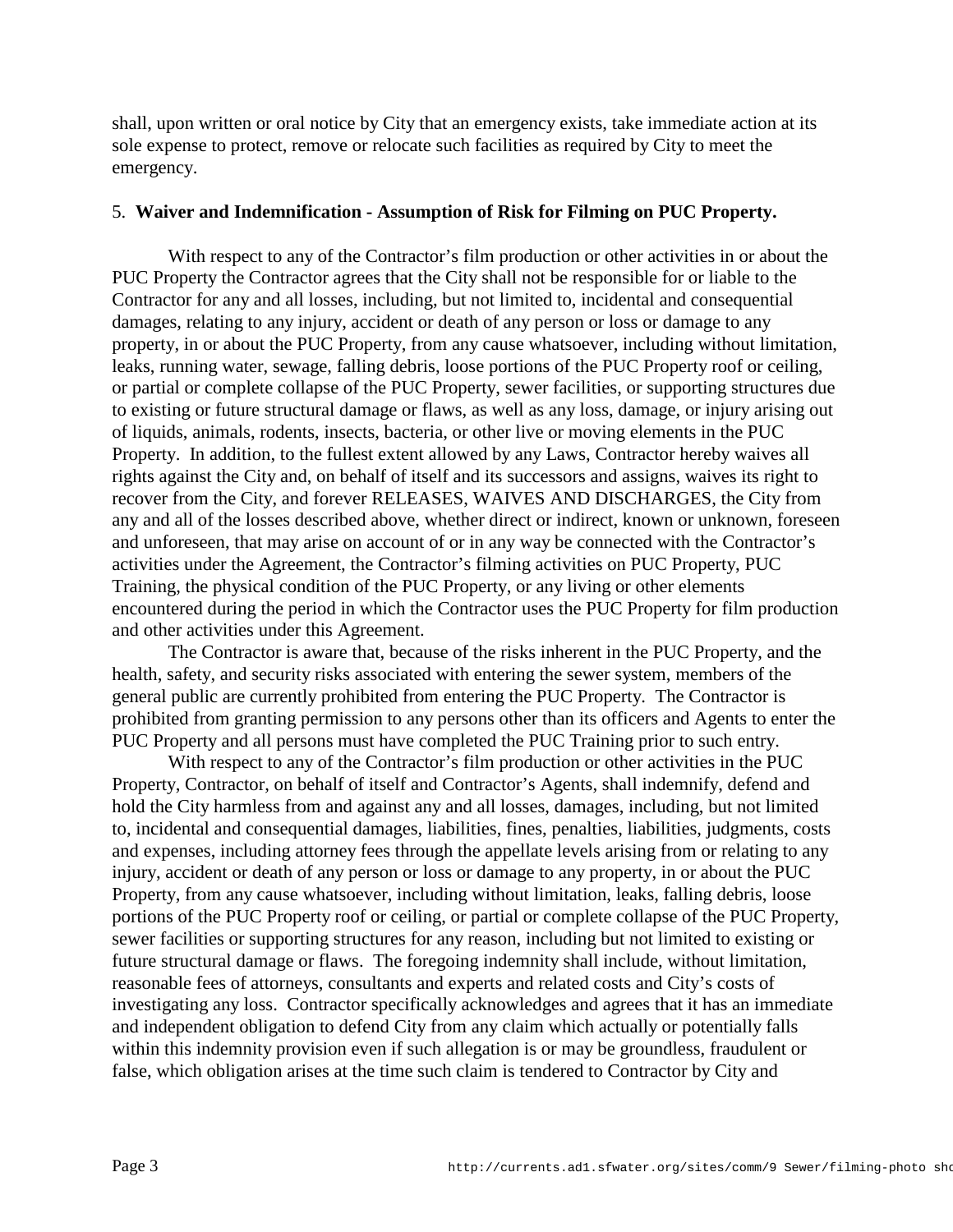shall, upon written or oral notice by City that an emergency exists, take immediate action at its sole expense to protect, remove or relocate such facilities as required by City to meet the emergency.

5. **Waiver and Indemnification - Assumption of Risk for Filming on PUC Property.**

With respect to any of the Contractor's film production or other activities in or about the PUC Property the Contractor agrees that the City shall not be responsible for or liable to the Contractor for any and all losses, including, but not limited to, incidental and consequential damages, relating to any injury, accident or death of any person or loss or damage to any property, in or about the PUC Property, from any cause whatsoever, including without limitation, leaks, running water, sewage, falling debris, loose portions of the PUC Property roof or ceiling, or partial or complete collapse of the PUC Property, sewer facilities, or supporting structures due to existing or future structural damage or flaws, as well as any loss, damage, or injury arising out of liquids, animals, rodents, insects, bacteria, or other live or moving elements in the PUC Property. In addition, to the fullest extent allowed by any Laws, Contractor hereby waives all rights against the City and, on behalf of itself and its successors and assigns, waives its right to recover from the City, and forever RELEASES, WAIVES AND DISCHARGES, the City from any and all of the losses described above, whether direct or indirect, known or unknown, foreseen and unforeseen, that may arise on account of or in any way be connected with the Contractor's activities under the Agreement, the Contractor's filming activities on PUC Property, PUC Training, the physical condition of the PUC Property, or any living or other elements encountered during the period in which the Contractor uses the PUC Property for film production and other activities under this Agreement.

The Contractor is aware that, because of the risks inherent in the PUC Property, and the health, safety, and security risks associated with entering the sewer system, members of the general public are currently prohibited from entering the PUC Property. The Contractor is prohibited from granting permission to any persons other than its officers and Agents to enter the PUC Property and all persons must have completed the PUC Training prior to such entry.

With respect to any of the Contractor's film production or other activities in the PUC Property, Contractor, on behalf of itself and Contractor's Agents, shall indemnify, defend and hold the City harmless from and against any and all losses, damages, including, but not limited to, incidental and consequential damages, liabilities, fines, penalties, liabilities, judgments, costs and expenses, including attorney fees through the appellate levels arising from or relating to any injury, accident or death of any person or loss or damage to any property, in or about the PUC Property, from any cause whatsoever, including without limitation, leaks, falling debris, loose portions of the PUC Property roof or ceiling, or partial or complete collapse of the PUC Property, sewer facilities or supporting structures for any reason, including but not limited to existing or future structural damage or flaws. The foregoing indemnity shall include, without limitation, reasonable fees of attorneys, consultants and experts and related costs and City's costs of investigating any loss. Contractor specifically acknowledges and agrees that it has an immediate and independent obligation to defend City from any claim which actually or potentially falls within this indemnity provision even if such allegation is or may be groundless, fraudulent or false, which obligation arises at the time such claim is tendered to Contractor by City and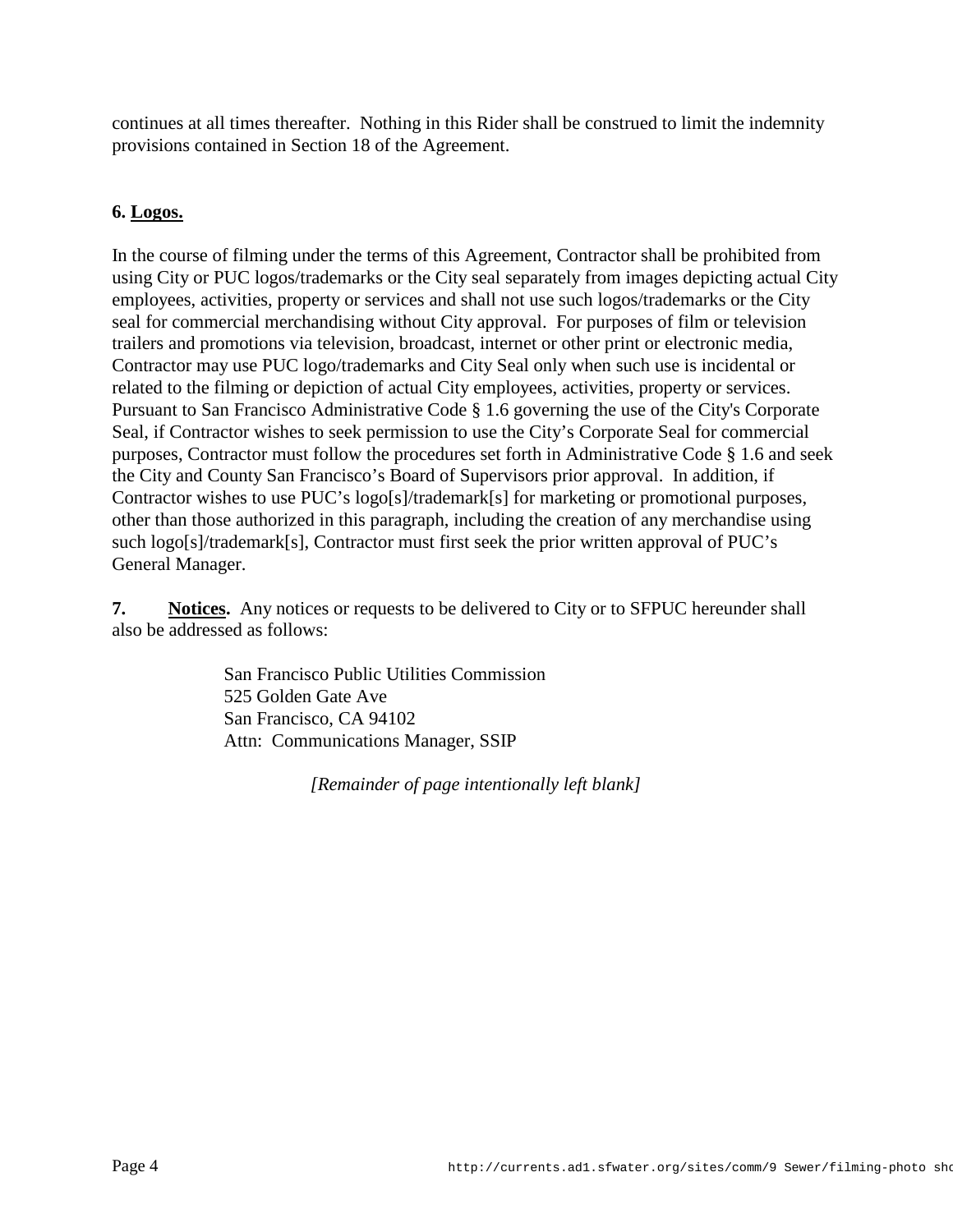continues at all times thereafter. Nothing in this Rider shall be construed to limit the indemnity provisions contained in Section 18 of the Agreement.

**6. Logos.**

In the course of filming under the terms of this Agreement, Contractor shall be prohibited from using City or PUC logos/trademarks or the City seal separately from images depicting actual City employees, activities, property or services and shall not use such logos/trademarks or the City seal for commercial merchandising without City approval. For purposes of film or television trailers and promotions via television, broadcast, internet or other print or electronic media, Contractor may use PUC logo/trademarks and City Seal only when such use is incidental or related to the filming or depiction of actual City employees, activities, property or services. Pursuant to San Francisco Administrative Code § 1.6 governing the use of the City's Corporate Seal, if Contractor wishes to seek permission to use the City's Corporate Seal for commercial purposes, Contractor must follow the procedures set forth in Administrative Code § 1.6 and seek the City and County San Francisco's Board of Supervisors prior approval. In addition, if Contractor wishes to use PUC's logo[s]/trademark[s] for marketing or promotional purposes, other than those authorized in this paragraph, including the creation of any merchandise using such logo[s]/trademark[s], Contractor must first seek the prior written approval of PUC's General Manager.

**7. Notices.** Any notices or requests to be delivered to City or to SFPUC hereunder shall also be addressed as follows:

San Francisco Public Utilities Commission
525 Golden Gate Ave
San Francisco, CA 94102
Attn: Communications Manager, SSIP

*[Remainder of page intentionally left blank]*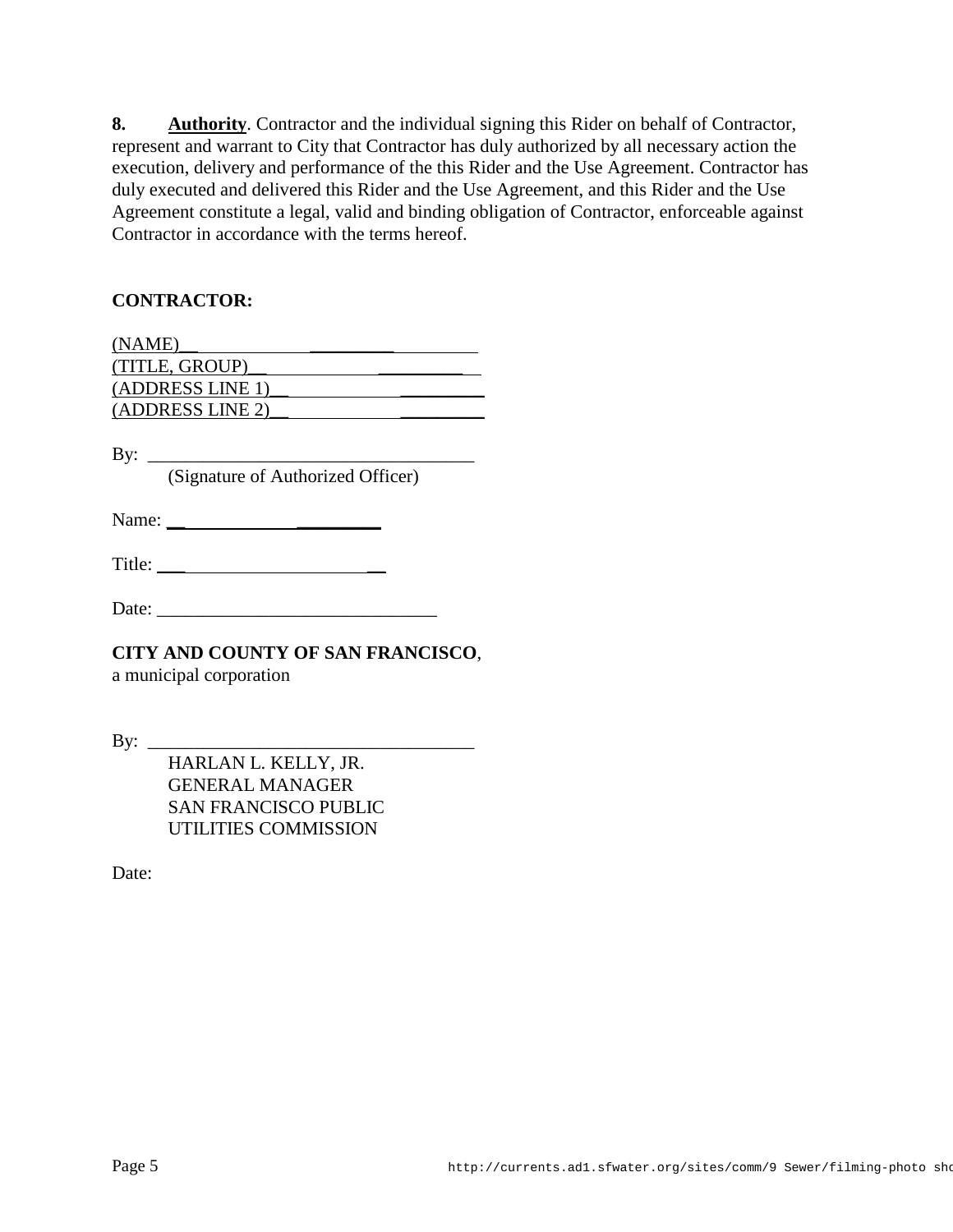**8.** **Authority**. Contractor and the individual signing this Rider on behalf of Contractor, represent and warrant to City that Contractor has duly authorized by all necessary action the execution, delivery and performance of the this Rider and the Use Agreement. Contractor has duly executed and delivered this Rider and the Use Agreement, and this Rider and the Use Agreement constitute a legal, valid and binding obligation of Contractor, enforceable against Contractor in accordance with the terms hereof.

**CONTRACTOR:**

(NAME)______________________
(TITLE, GROUP)______________________
(ADDRESS LINE 1)______________________
(ADDRESS LINE 2)______________________

By: ___________________________________
(Signature of Authorized Officer)

Name: ______________________

Title: ______________________

Date: ______________________________

**CITY AND COUNTY OF SAN FRANCISCO**,
a municipal corporation

By: ___________________________________
HARLAN L. KELLY, JR.
GENERAL MANAGER
SAN FRANCISCO PUBLIC
UTILITIES COMMISSION

Date: